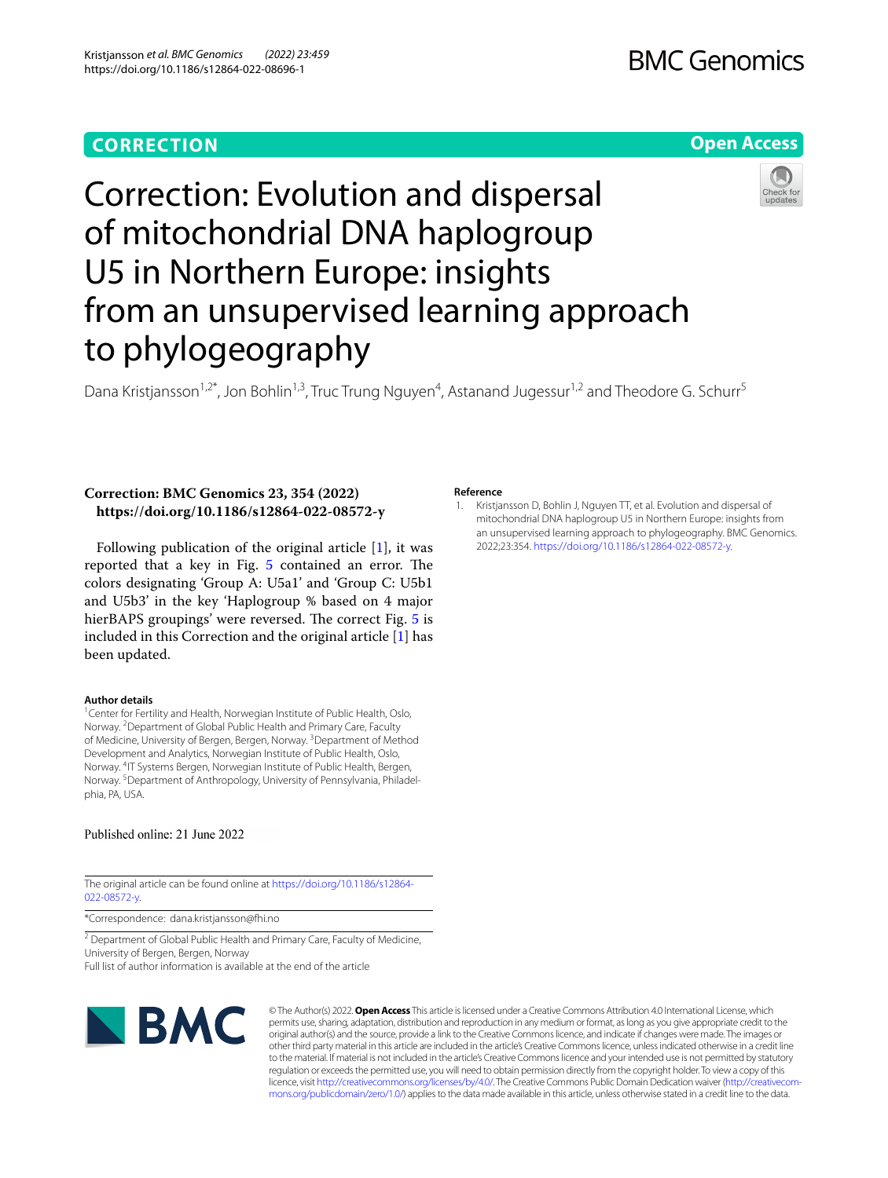**CORRECTION** **Open Access**

# Correction: Evolution and dispersal of mitochondrial DNA haplogroup U5 in Northern Europe: insights from an unsupervised learning approach to phylogeography

Dana Kristjansson[1,2*], Jon Bohlin[1,3], Truc Trung Nguyen[4], Astanand Jugessur[1,2] and Theodore G. Schurr[5]

**Correction: BMC Genomics 23, 354 (2022) https://doi.org/10.1186/s12864-022-08572-y**

Following publication of the original article [1], it was reported that a key in Fig. 5 contained an error. The colors designating 'Group A: U5a1' and 'Group C: U5b1 and U5b3' in the key 'Haplogroup % based on 4 major hierBAPS groupings' were reversed. The correct Fig. 5 is included in this Correction and the original article [1] has been updated.

**Author details**

[1]Center for Fertility and Health, Norwegian Institute of Public Health, Oslo, Norway. [2]Department of Global Public Health and Primary Care, Faculty of Medicine, University of Bergen, Bergen, Norway. [3]Department of Method Development and Analytics, Norwegian Institute of Public Health, Oslo, Norway. [4]IT Systems Bergen, Norwegian Institute of Public Health, Bergen, Norway. [5]Department of Anthropology, University of Pennsylvania, Philadelphia, PA, USA.

Published online: 21 June 2022

The original article can be found online at https://doi.org/10.1186/s12864-022-08572-y.

*Correspondence: dana.kristjansson@fhi.no

[2] Department of Global Public Health and Primary Care, Faculty of Medicine, University of Bergen, Bergen, Norway
Full list of author information is available at the end of the article

## Reference

1. Kristjansson D, Bohlin J, Nguyen TT, et al. Evolution and dispersal of mitochondrial DNA haplogroup U5 in Northern Europe: insights from an unsupervised learning approach to phylogeography. BMC Genomics. 2022;23:354. https://doi.org/10.1186/s12864-022-08572-y.

© The Author(s) 2022. **Open Access** This article is licensed under a Creative Commons Attribution 4.0 International License, which permits use, sharing, adaptation, distribution and reproduction in any medium or format, as long as you give appropriate credit to the original author(s) and the source, provide a link to the Creative Commons licence, and indicate if changes were made. The images or other third party material in this article are included in the article's Creative Commons licence, unless indicated otherwise in a credit line to the material. If material is not included in the article's Creative Commons licence and your intended use is not permitted by statutory regulation or exceeds the permitted use, you will need to obtain permission directly from the copyright holder. To view a copy of this licence, visit http://creativecommons.org/licenses/by/4.0/. The Creative Commons Public Domain Dedication waiver (http://creativecommons.org/publicdomain/zero/1.0/) applies to the data made available in this article, unless otherwise stated in a credit line to the data.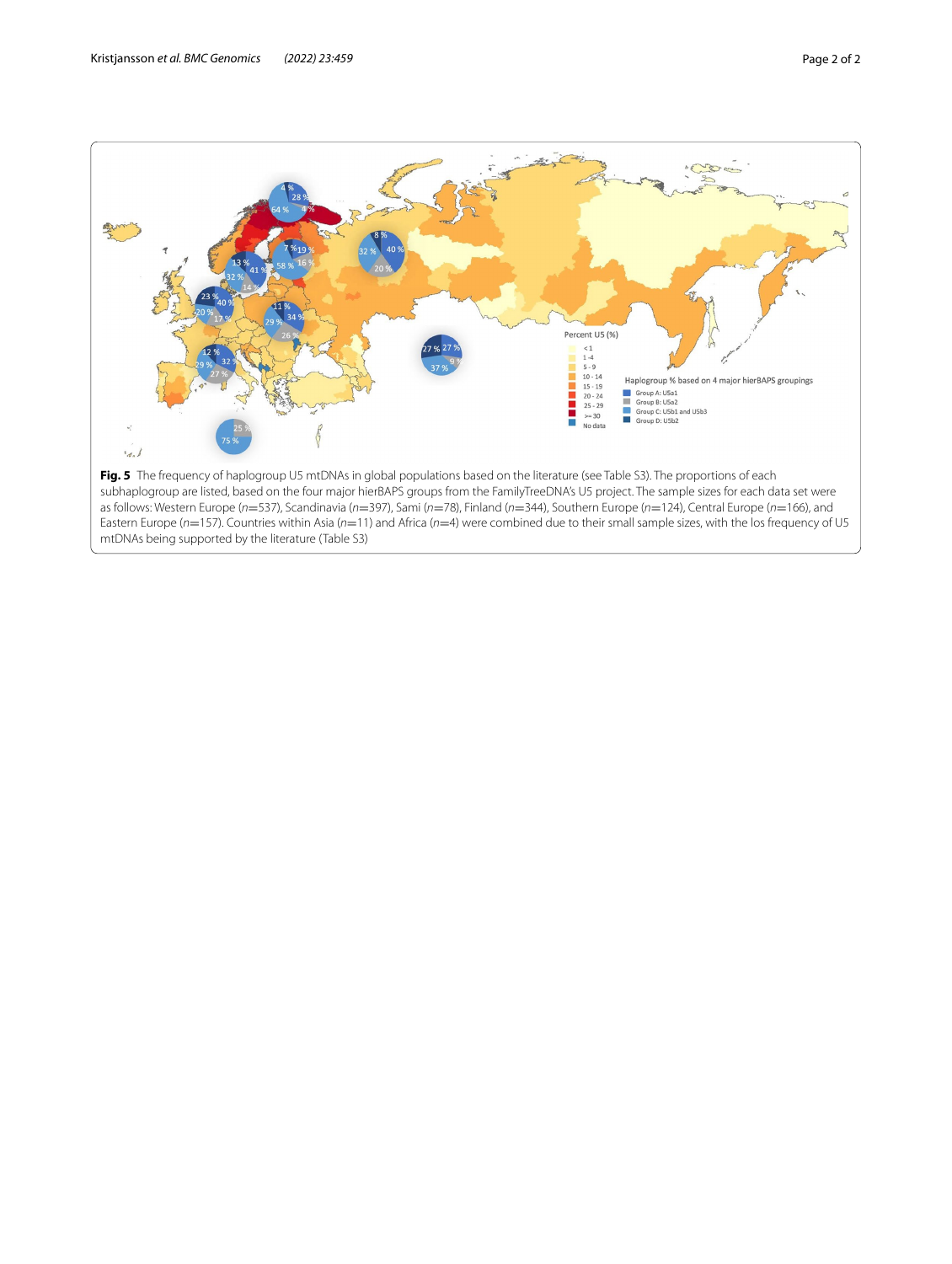Percent U5 (%)

<1

1-4

5-9

10-14

15-19

20-24

25-29

>=30

No data

Haplogroup % based on 4 major hierBAPS groupings

Group A: U5a1

Group B: U5a2

Group C: U5b1 and U5b3

Group D: U5b2

4 %
28 %
64 %
4 %

7 %
19 %
58 %
16 %

13 %
41 %
32 %
14 %

8 %
40 %
32 %
20 %

23 %
40 %
20 %
17 %

11 %
34 %
29 %
26 %

12 %
32 %
29 %
27 %

27 %
27 %
9 %
37 %

25 %
75 %

**Fig. 5** The frequency of haplogroup U5 mtDNAs in global populations based on the literature (see Table S3). The proportions of each subhaplogroup are listed, based on the four major hierBAPS groups from the FamilyTreeDNA's U5 project. The sample sizes for each data set were as follows: Western Europe (*n*=537), Scandinavia (*n*=397), Sami (*n*=78), Finland (*n*=344), Southern Europe (*n*=124), Central Europe (*n*=166), and Eastern Europe (*n*=157). Countries within Asia (*n*=11) and Africa (*n*=4) were combined due to their small sample sizes, with the los frequency of U5 mtDNAs being supported by the literature (Table S3)